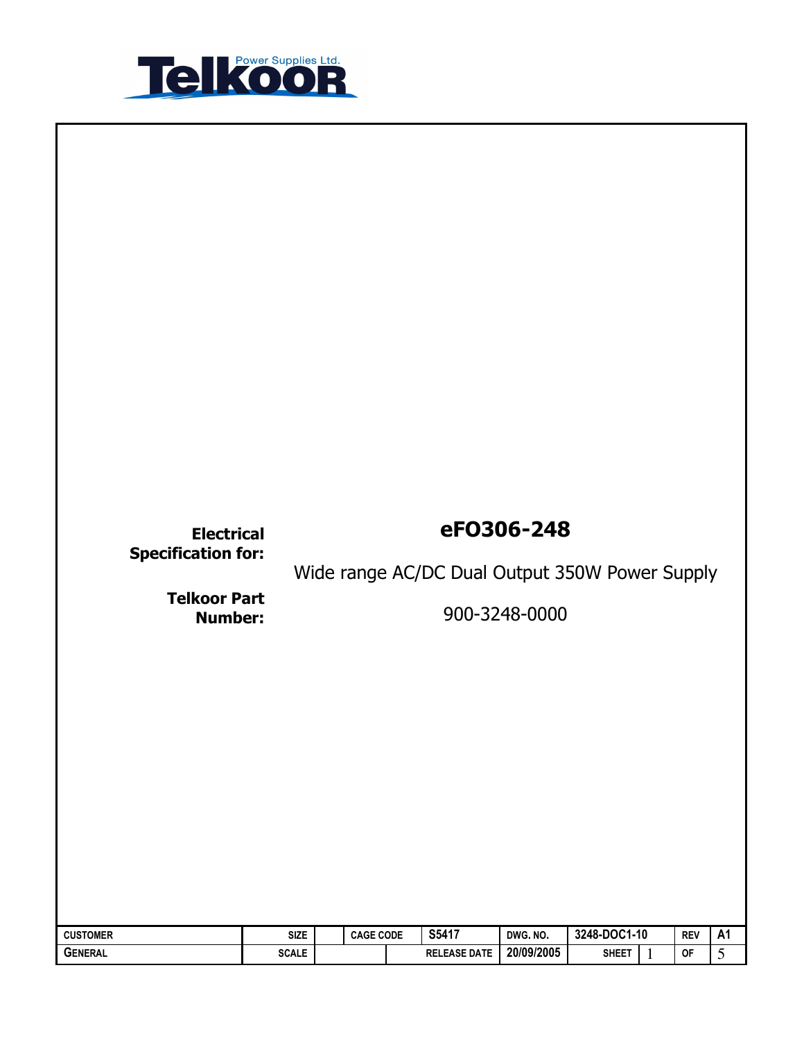Telkoor Power Supplies Ltd.

**Electrical Specification for:**

# eFO306-248

Wide range AC/DC Dual Output 350W Power Supply

**Telkoor Part Number:**

900-3248-0000

| CUSTOMER | SIZE | | CAGE CODE | S5417 | DWG. NO. | 3248-DOC1-10 | | REV | A1 |
|---|---|---|---|---|---|---|---|---|---|
| GENERAL | SCALE | | | RELEASE DATE | 20/09/2005 | SHEET | 1 | OF | 5 |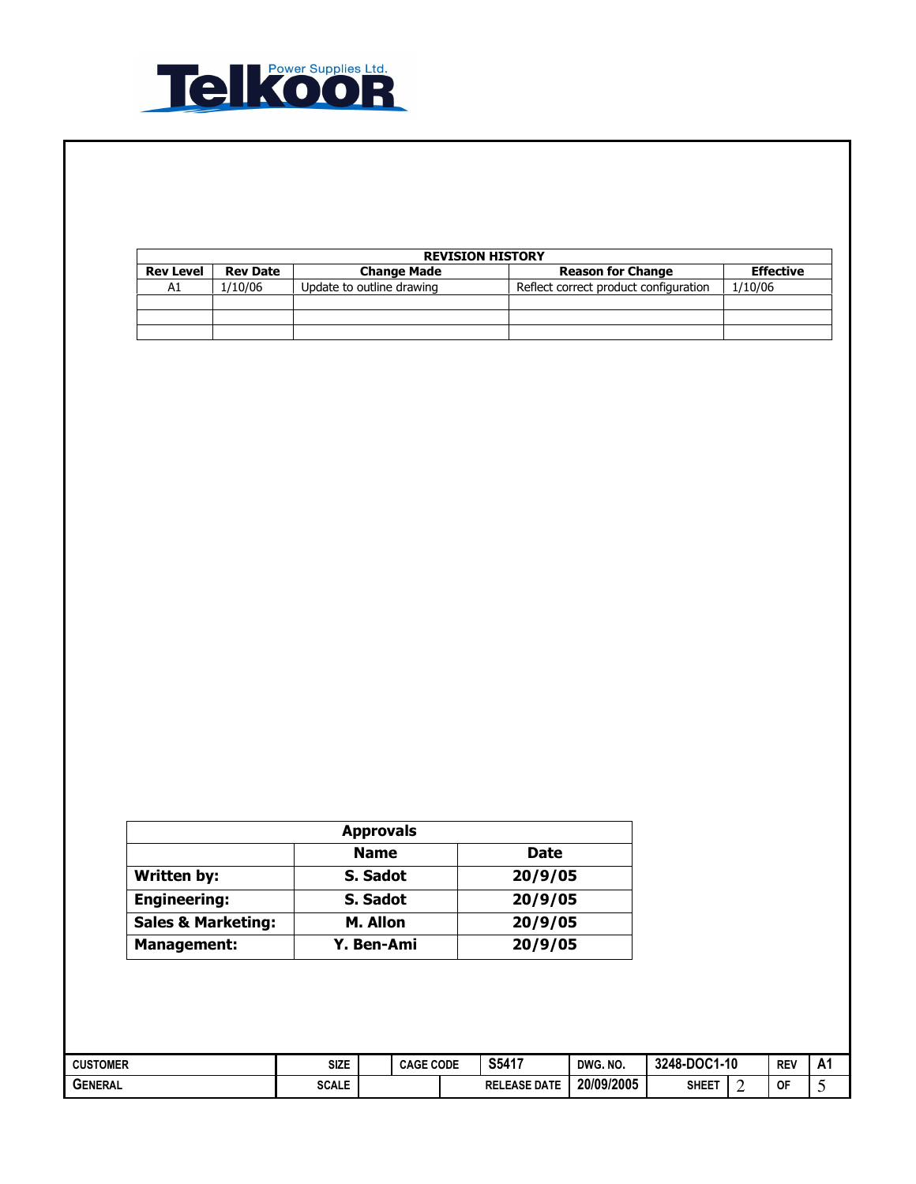| REVISION HISTORY | | | | |
|---|---|---|---|---|
| **Rev Level** | **Rev Date** | **Change Made** | **Reason for Change** | **Effective** |
| A1 | 1/10/06 | Update to outline drawing | Reflect correct product configuration | 1/10/06 |
| | | | | |
| | | | | |
| | | | | |

| Approvals | | |
|---|---|---|
| | **Name** | **Date** |
| **Written by:** | **S. Sadot** | **20/9/05** |
| **Engineering:** | **S. Sadot** | **20/9/05** |
| **Sales & Marketing:** | **M. Allon** | **20/9/05** |
| **Management:** | **Y. Ben-Ami** | **20/9/05** |

| CUSTOMER | SIZE | | CAGE CODE | S5417 | DWG. NO. | 3248-DOC1-10 | REV | A1 |
|---|---|---|---|---|---|---|---|---|
| GENERAL | SCALE | | | RELEASE DATE | 20/09/2005 | SHEET 2 | OF | 5 |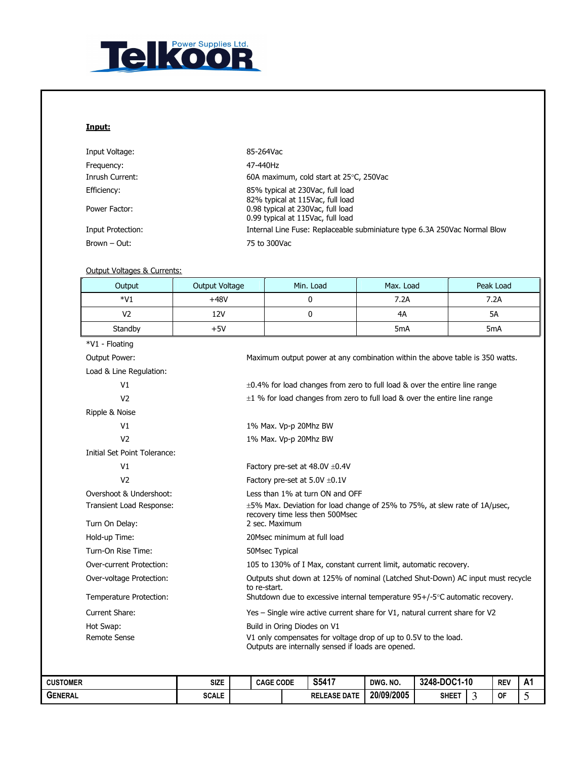**Input:**

Input Voltage: 85-264Vac

Frequency: 47-440Hz

Inrush Current: 60A maximum, cold start at 25°C, 250Vac

Efficiency: 85% typical at 230Vac, full load
82% typical at 115Vac, full load

Power Factor: 0.98 typical at 230Vac, full load
0.99 typical at 115Vac, full load

Input Protection: Internal Line Fuse: Replaceable subminiature type 6.3A 250Vac Normal Blow

Brown – Out: 75 to 300Vac

Output Voltages & Currents:

| Output | Output Voltage | Min. Load | Max. Load | Peak Load |
|---|---|---|---|---|
| *V1 | +48V | 0 | 7.2A | 7.2A |
| V2 | 12V | 0 | 4A | 5A |
| Standby | +5V | | 5mA | 5mA |

*V1 - Floating

Output Power: Maximum output power at any combination within the above table is 350 watts.

Load & Line Regulation:

- V1: ±0.4% for load changes from zero to full load & over the entire line range
- V2: ±1 % for load changes from zero to full load & over the entire line range

Ripple & Noise

- V1: 1% Max. Vp-p 20Mhz BW
- V2: 1% Max. Vp-p 20Mhz BW

Initial Set Point Tolerance:

- V1: Factory pre-set at 48.0V ±0.4V
- V2: Factory pre-set at 5.0V ±0.1V

Overshoot & Undershoot: Less than 1% at turn ON and OFF

Transient Load Response: ±5% Max. Deviation for load change of 25% to 75%, at slew rate of 1A/µsec, recovery time less then 500Msec

Turn On Delay: 2 sec. Maximum

Hold-up Time: 20Msec minimum at full load

Turn-On Rise Time: 50Msec Typical

Over-current Protection: 105 to 130% of I Max, constant current limit, automatic recovery.

Over-voltage Protection: Outputs shut down at 125% of nominal (Latched Shut-Down) AC input must recycle to re-start.

Temperature Protection: Shutdown due to excessive internal temperature 95+/-5°C automatic recovery.

Current Share: Yes – Single wire active current share for V1, natural current share for V2

Hot Swap: Build in Oring Diodes on V1

Remote Sense: V1 only compensates for voltage drop of up to 0.5V to the load.
Outputs are internally sensed if loads are opened.

| CUSTOMER | SIZE | | CAGE CODE | S5417 | DWG. NO. | 3248-DOC1-10 | | REV | A1 |
|---|---|---|---|---|---|---|---|---|---|
| GENERAL | SCALE | | | RELEASE DATE | 20/09/2005 | SHEET | 3 | OF | 5 |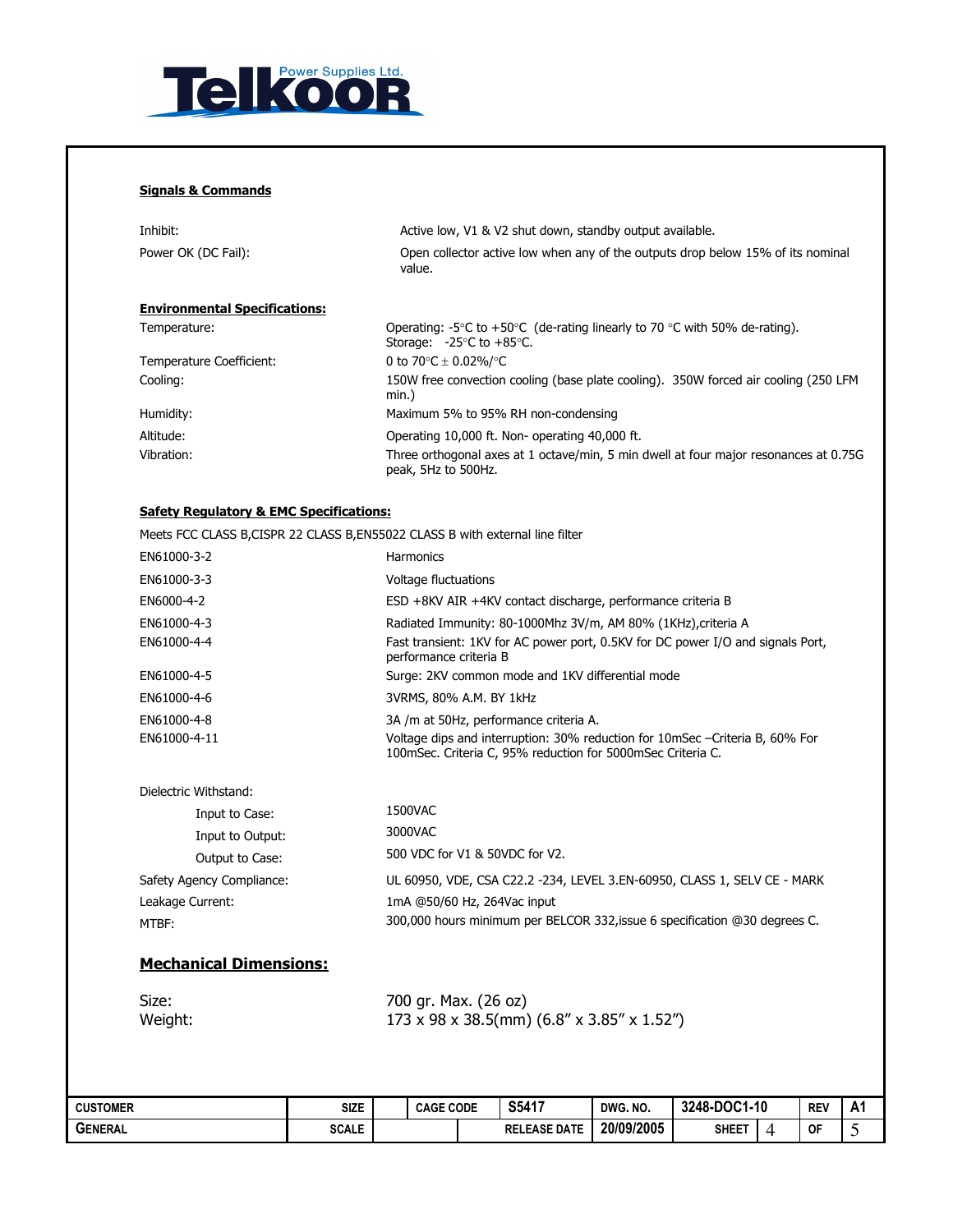**Signals & Commands**

| | |
|---|---|
| Inhibit: | Active low, V1 & V2 shut down, standby output available. |
| Power OK (DC Fail): | Open collector active low when any of the outputs drop below 15% of its nominal value. |

**Environmental Specifications:**

| | |
|---|---|
| Temperature: | Operating: -5°C to +50°C (de-rating linearly to 70 °C with 50% de-rating). Storage: -25°C to +85°C. |
| Temperature Coefficient: | 0 to 70°C ± 0.02%/°C |
| Cooling: | 150W free convection cooling (base plate cooling). 350W forced air cooling (250 LFM min.) |
| Humidity: | Maximum 5% to 95% RH non-condensing |
| Altitude: | Operating 10,000 ft. Non- operating 40,000 ft. |
| Vibration: | Three orthogonal axes at 1 octave/min, 5 min dwell at four major resonances at 0.75G peak, 5Hz to 500Hz. |

**Safety Regulatory & EMC Specifications:**

Meets FCC CLASS B,CISPR 22 CLASS B,EN55022 CLASS B with external line filter

| | |
|---|---|
| EN61000-3-2 | Harmonics |
| EN61000-3-3 | Voltage fluctuations |
| EN6000-4-2 | ESD +8KV AIR +4KV contact discharge, performance criteria B |
| EN61000-4-3 | Radiated Immunity: 80-1000Mhz 3V/m, AM 80% (1KHz),criteria A |
| EN61000-4-4 | Fast transient: 1KV for AC power port, 0.5KV for DC power I/O and signals Port, performance criteria B |
| EN61000-4-5 | Surge: 2KV common mode and 1KV differential mode |
| EN61000-4-6 | 3VRMS, 80% A.M. BY 1kHz |
| EN61000-4-8 | 3A /m at 50Hz, performance criteria A. |
| EN61000-4-11 | Voltage dips and interruption: 30% reduction for 10mSec –Criteria B, 60% For 100mSec. Criteria C, 95% reduction for 5000mSec Criteria C. |

| | |
|---|---|
| Dielectric Withstand: | |
| Input to Case: | 1500VAC |
| Input to Output: | 3000VAC |
| Output to Case: | 500 VDC for V1 & 50VDC for V2. |
| Safety Agency Compliance: | UL 60950, VDE, CSA C22.2 -234, LEVEL 3.EN-60950, CLASS 1, SELV CE - MARK |
| Leakage Current: | 1mA @50/60 Hz, 264Vac input |
| MTBF: | 300,000 hours minimum per BELCOR 332,issue 6 specification @30 degrees C. |

## Mechanical Dimensions:

| | |
|---|---|
| Size: | 700 gr. Max. (26 oz) |
| Weight: | 173 x 98 x 38.5(mm) (6.8" x 3.85" x 1.52") |

| CUSTOMER | SIZE | | CAGE CODE | S5417 | DWG. NO. | 3248-DOC1-10 | | REV | A1 |
|---|---|---|---|---|---|---|---|---|---|
| GENERAL | SCALE | | | RELEASE DATE | 20/09/2005 | SHEET | 4 | OF | 5 |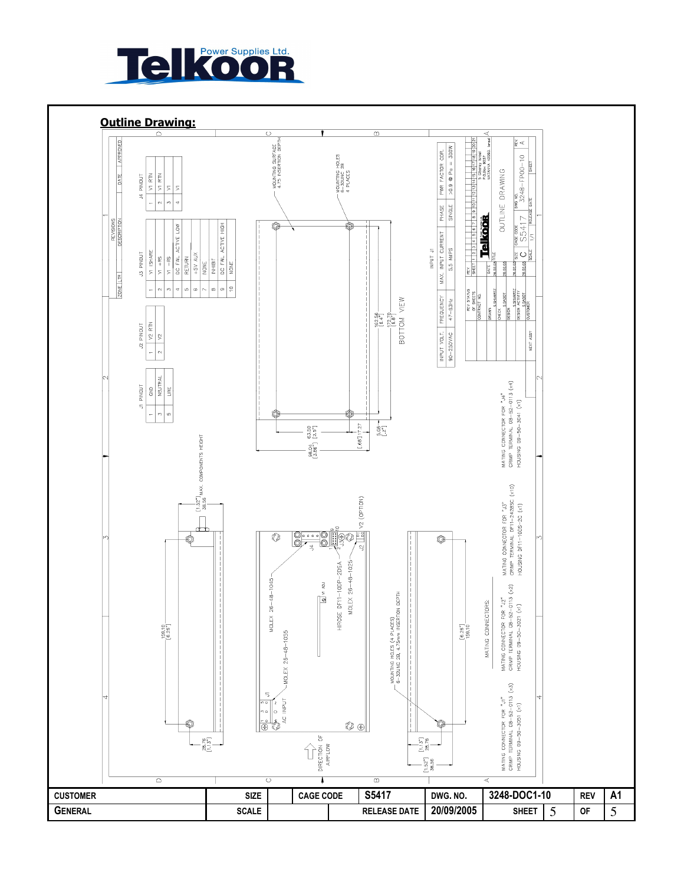## Outline Drawing:

J4 PINOUT

| | |
|---|---|
| 1 | V1 RTN |
| 2 | V1 RTN |
| 3 | V1 |
| 4 | V1 |

J3 PINOUT

| | |
|---|---|
| 1 | V1 ISHARE |
| 2 | V1 +RS |
| 3 | V1 -RS |
| 4 | DC FAIL ACTIVE LOW |
| 5 | RETURN |
| 6 | +5V AUX |
| 7 | NONE |
| 8 | INHIBIT |
| 9 | DC FAIL ACTIVE HIGH |
| 10 | NONE |

J2 PINOUT

| | |
|---|---|
| 1 | V2 RTN |
| 2 | V2 |

J1 PINOUT

| | |
|---|---|
| 1 | GND |
| 3 | NEUTRAL |
| 5 | LINE |

INPUT J1

| INPUT VOLT. | FREQUENCY | MAX. INPUT CURRENT | PHASE | PWR FACTOR COR. |
|---|---|---|---|---|
| 90-250VAC | 47-63Hz | 5.5 AMPS | SINGLE | >0.9 @ Po = 300W |

MOUNTING SURFACE 4.75 INSERTION DEPTH

MOUNTING HOLES 6-32UNC 2B 4 PLACES

BOTTOM VIEW

162.56 [6.4"]

172.70 [6.8"]

98.04 [3.86"]

63.50 [2.5"]

[.68"] 17.27

5.08 [.2"]

MAX. COMPONENTS HEIGHT [1.52"] 38.56

156.10 [6.25"]

29.78 [1.13"]

MOLEX 26-48-1045

MOLEX 26-48-1055

HIROSE DF11-10DP-2DSA

MOLEX 26-48-1025

V2 (OPTION)

V1 ADJ

J1 AC INPUT

J2 J3 J4

DIRECTION OF AIRFLOW

MOUNTING HOLES (4 PLACES) 6-32UNC 2B, 4.75mm INSERTION DEPTH

[6.25"] 156.10

[1.13"] 29.78

[1.52"] 38.56

MATING CONNECTORS:

MATING CONNECTOR FOR "J4" CRIMP TERMINAL 08-52-0113 (x4) HOUSING 09-50-3041 (x1)

MATING CONNECTOR FOR "J3" CRIMP TERMINAL DF11-2428SC (x10) HOUSING DF11-10DS-2C (x1)

MATING CONNECTOR FOR "J2" CRIMP TERMINAL 08-52-0113 (x2) HOUSING 09-50-3021 (x1)

MATING CONNECTOR FOR "J1" CRIMP TERMINAL 08-52-0113 (x3) HOUSING 09-50-3051 (x1)

Telkoor — OUTLINE DRAWING — SIZE C — CAGE CODE S5417 — DWG NO. 3248-FP00-10 — REV. A — SCALE 1/1

| CUSTOMER | SIZE | | CAGE CODE | S5417 | DWG. NO. | 3248-DOC1-10 | | REV | A1 |
|---|---|---|---|---|---|---|---|---|---|
| GENERAL | SCALE | | | RELEASE DATE | 20/09/2005 | SHEET | 5 | OF | 5 |